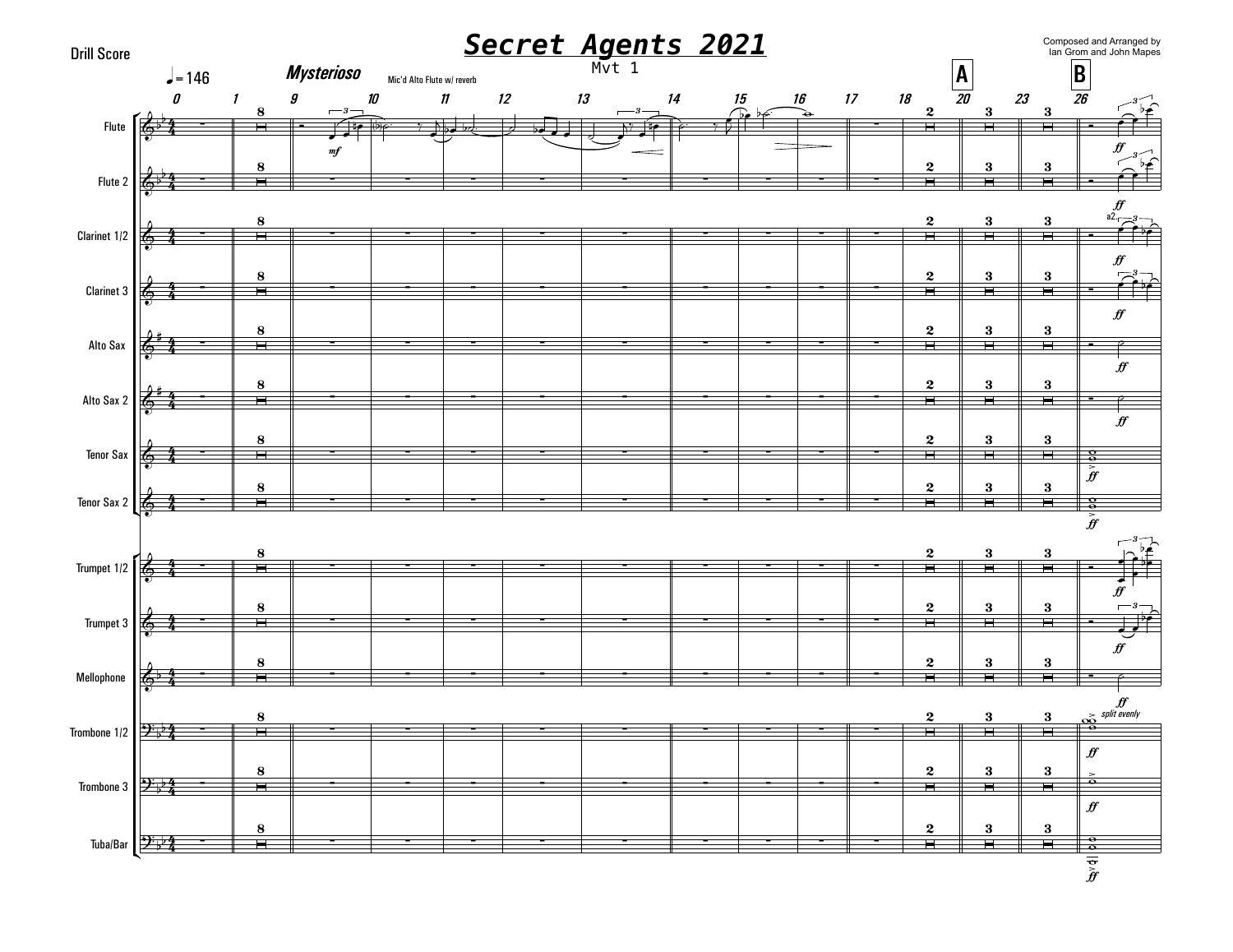Drill Score

# Secret Agents 2021

Mvt 1

Composed and Arranged by Ian Grom and John Mapes

♩= 146

*Mysterioso*

Mic'd Alto Flute w/ reverb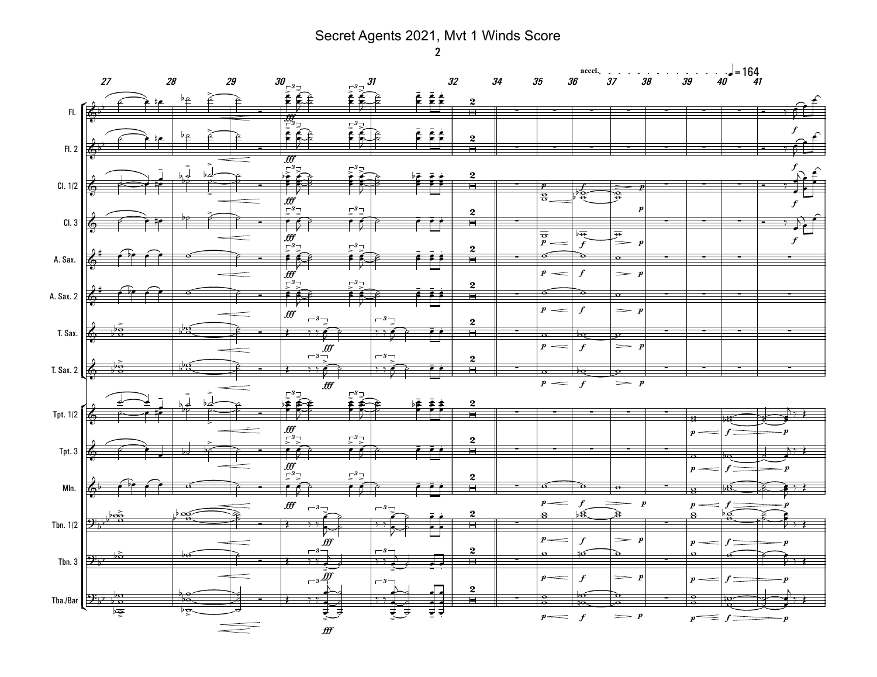# Secret Agents 2021, Mvt 1 Winds Score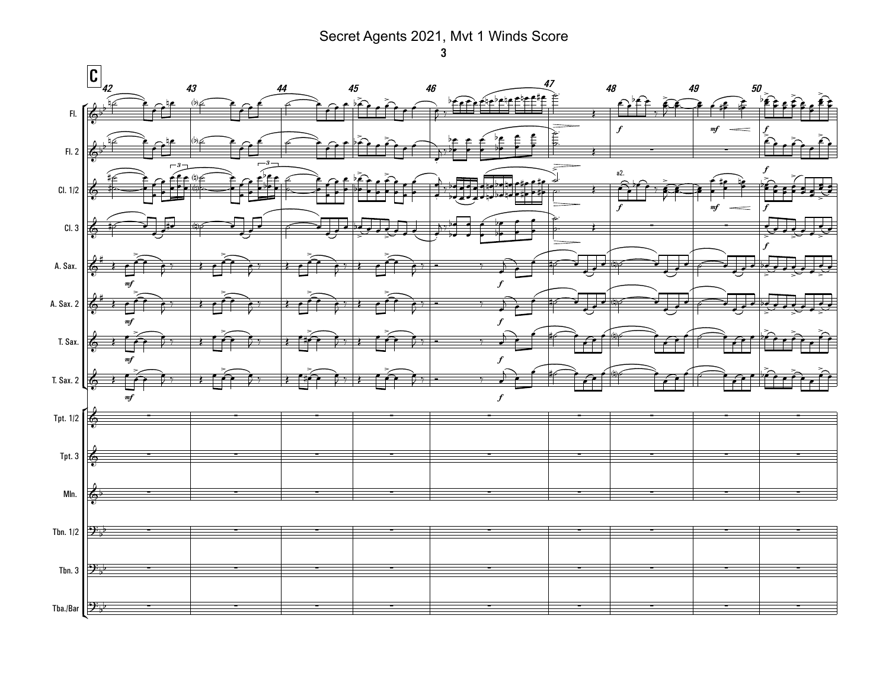# Secret Agents 2021, Mvt 1 Winds Score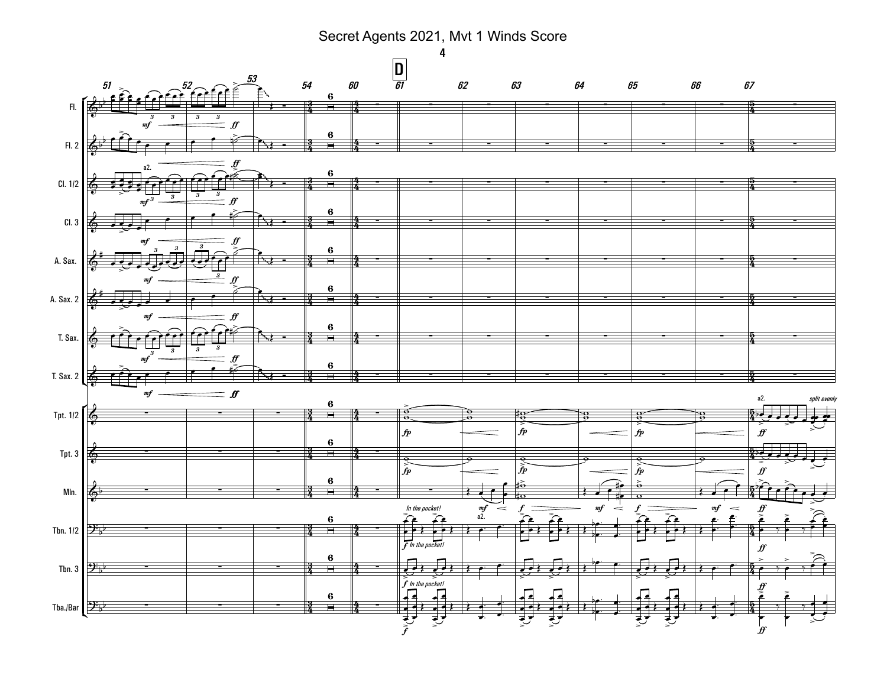# Secret Agents 2021, Mvt 1 Winds Score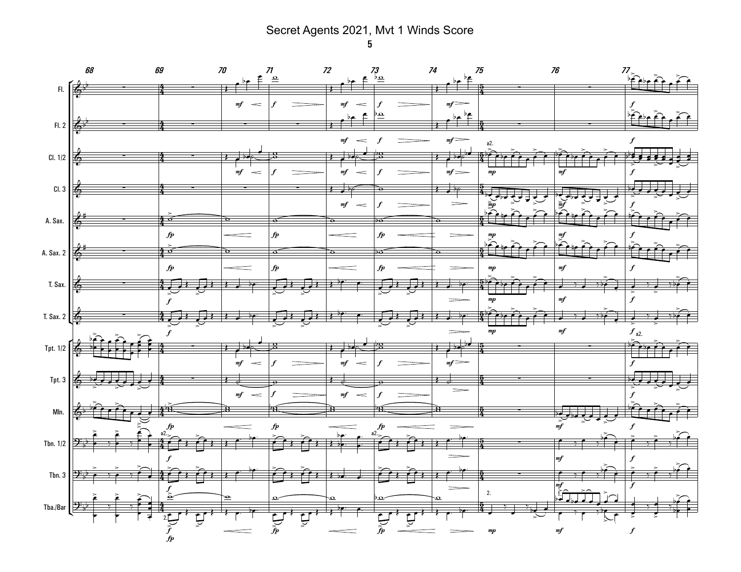# Secret Agents 2021, Mvt 1 Winds Score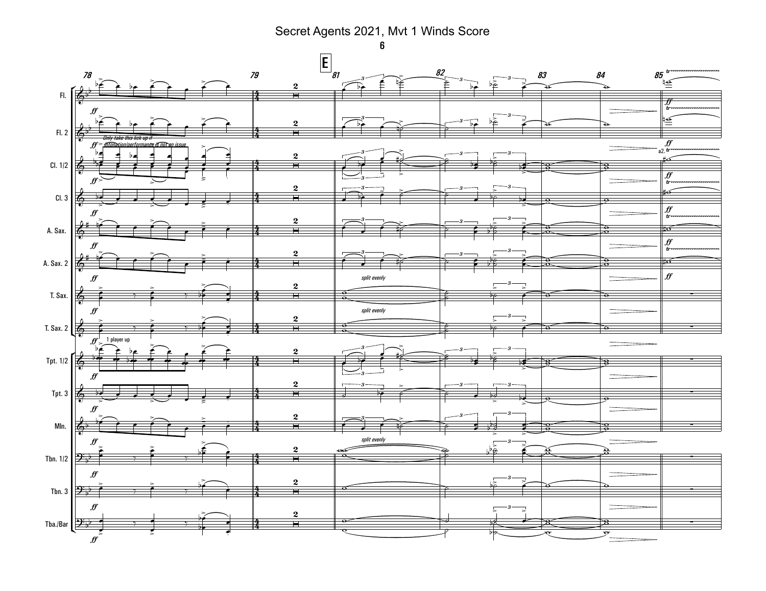# Secret Agents 2021, Mvt 1 Winds Score

E

*Only take this lick up if intonation/performance is not an issue*

*split evenly*

*1 player up*

*a2.*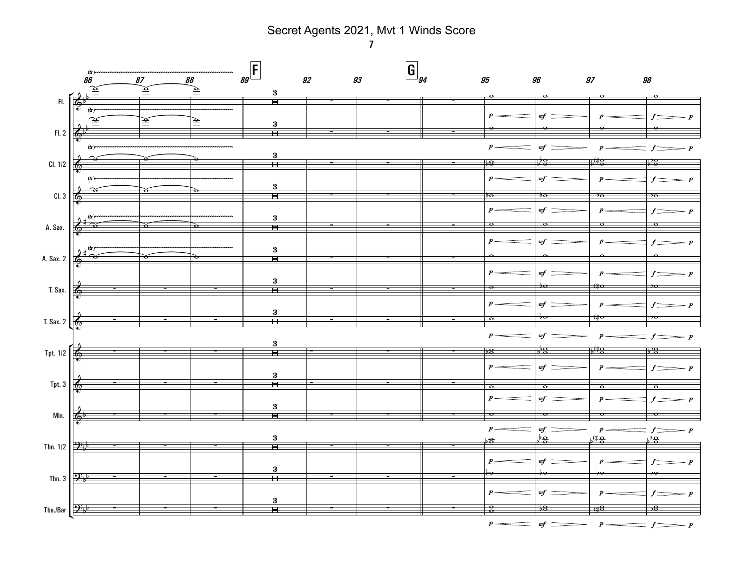# Secret Agents 2021, Mvt 1 Winds Score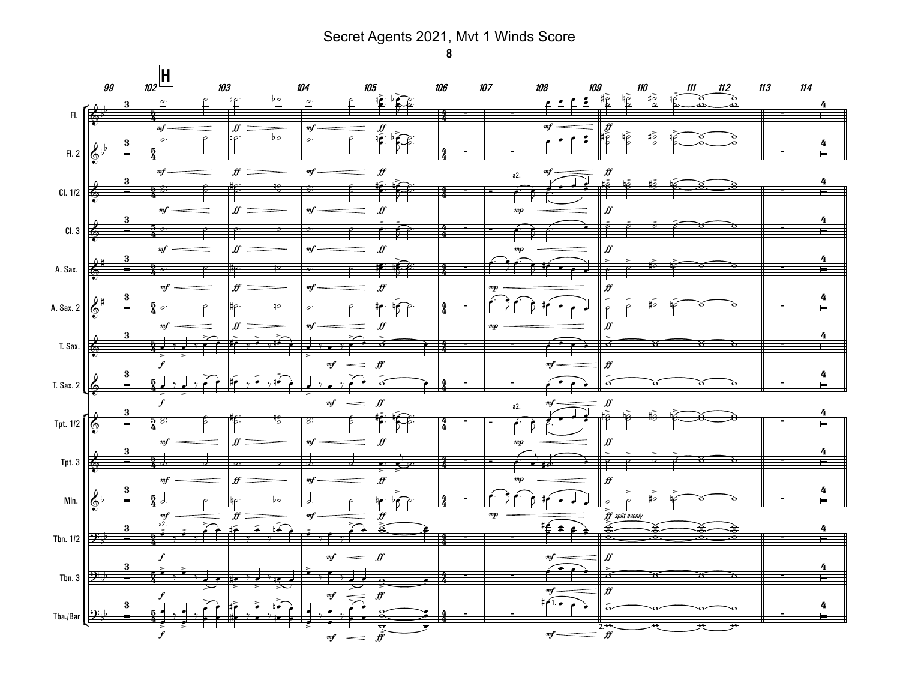# Secret Agents 2021, Mvt 1 Winds Score